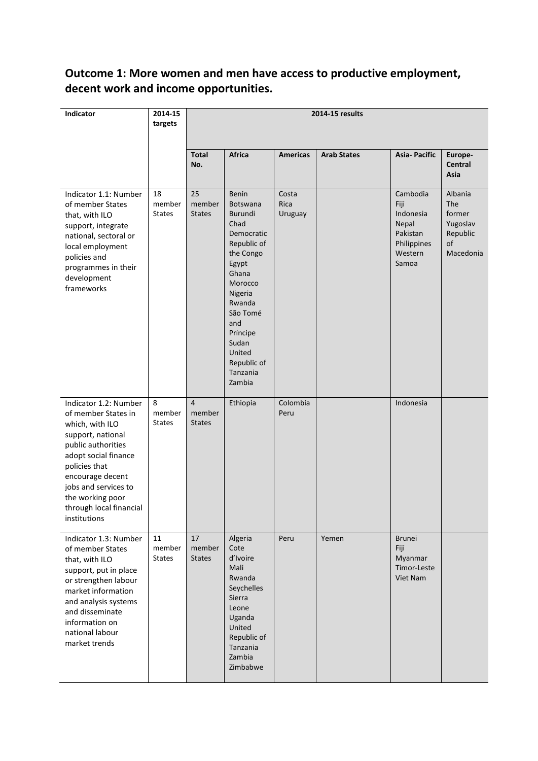## Outcome 1: More women and men have access to productive employment, decent work and income opportunities.

| Indicator | 2014-15 targets | 2014-15 results | | | | | |
|---|---|---|---|---|---|---|---|
| | | **Total No.** | **Africa** | **Americas** | **Arab States** | **Asia- Pacific** | **Europe-Central Asia** |
| Indicator 1.1: Number of member States that, with ILO support, integrate national, sectoral or local employment policies and programmes in their development frameworks | 18 member States | 25 member States | Benin Botswana Burundi Chad Democratic Republic of the Congo Egypt Ghana Morocco Nigeria Rwanda São Tomé and Príncipe Sudan United Republic of Tanzania Zambia | Costa Rica Uruguay | | Cambodia Fiji Indonesia Nepal Pakistan Philippines Western Samoa | Albania The former Yugoslav Republic of Macedonia |
| Indicator 1.2: Number of member States in which, with ILO support, national public authorities adopt social finance policies that encourage decent jobs and services to the working poor through local financial institutions | 8 member States | 4 member States | Ethiopia | Colombia Peru | | Indonesia | |
| Indicator 1.3: Number of member States that, with ILO support, put in place or strengthen labour market information and analysis systems and disseminate information on national labour market trends | 11 member States | 17 member States | Algeria Cote d'Ivoire Mali Rwanda Seychelles Sierra Leone Uganda United Republic of Tanzania Zambia Zimbabwe | Peru | Yemen | Brunei Fiji Myanmar Timor-Leste Viet Nam | |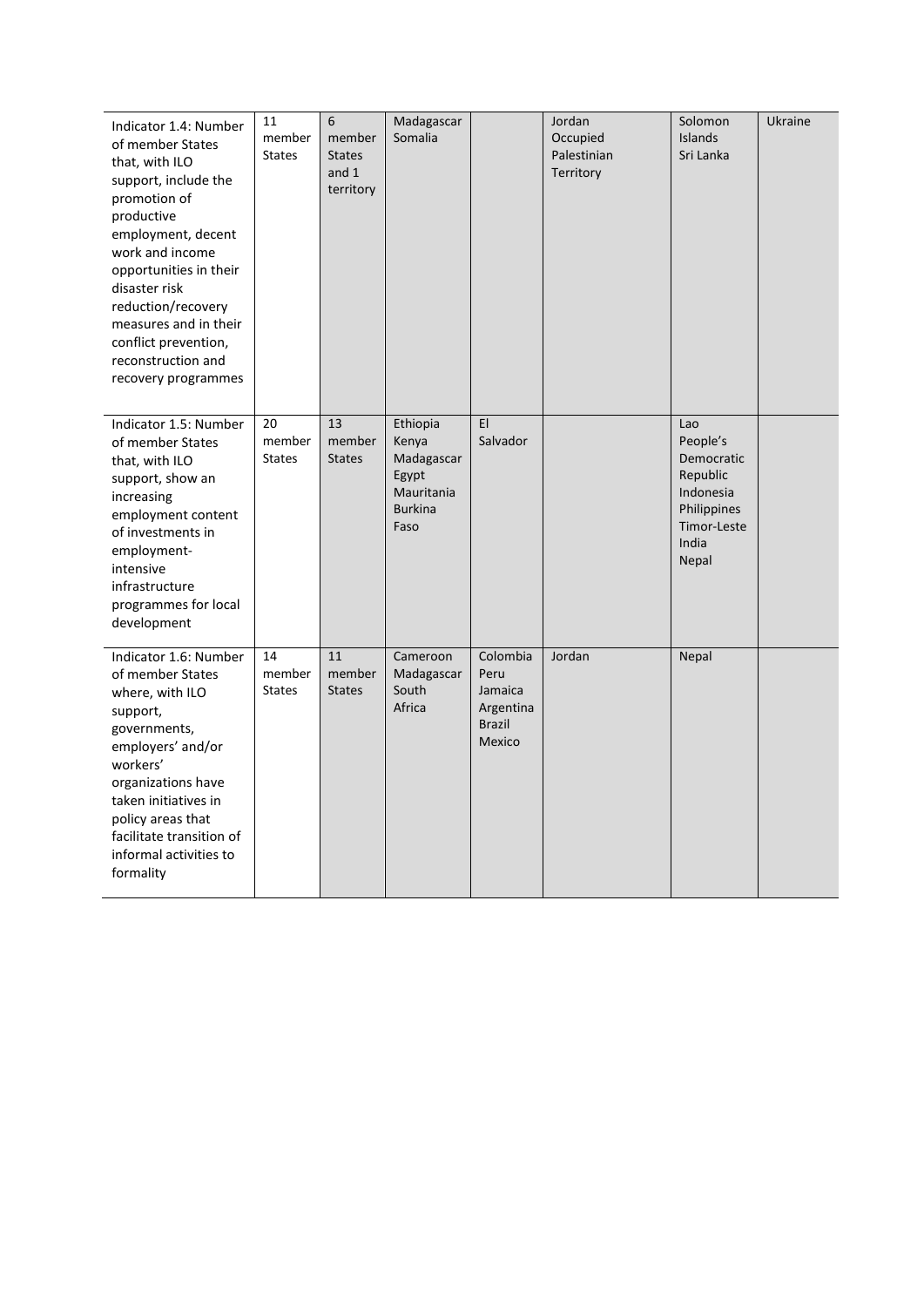| Indicator 1.4: Number of member States that, with ILO support, include the promotion of productive employment, decent work and income opportunities in their disaster risk reduction/recovery measures and in their conflict prevention, reconstruction and recovery programmes | 11 member States | 6 member States and 1 territory | Madagascar<br>Somalia | | Jordan<br>Occupied Palestinian Territory | Solomon Islands<br>Sri Lanka | Ukraine |
|---|---|---|---|---|---|---|---|
| Indicator 1.5: Number of member States that, with ILO support, show an increasing employment content of investments in employment-intensive infrastructure programmes for local development | 20 member States | 13 member States | Ethiopia<br>Kenya<br>Madagascar<br>Egypt<br>Mauritania<br>Burkina Faso | El Salvador | | Lao People's Democratic Republic<br>Indonesia<br>Philippines<br>Timor-Leste<br>India<br>Nepal | |
| Indicator 1.6: Number of member States where, with ILO support, governments, employers' and/or workers' organizations have taken initiatives in policy areas that facilitate transition of informal activities to formality | 14 member States | 11 member States | Cameroon<br>Madagascar<br>South Africa | Colombia<br>Peru<br>Jamaica<br>Argentina<br>Brazil<br>Mexico | Jordan | Nepal | |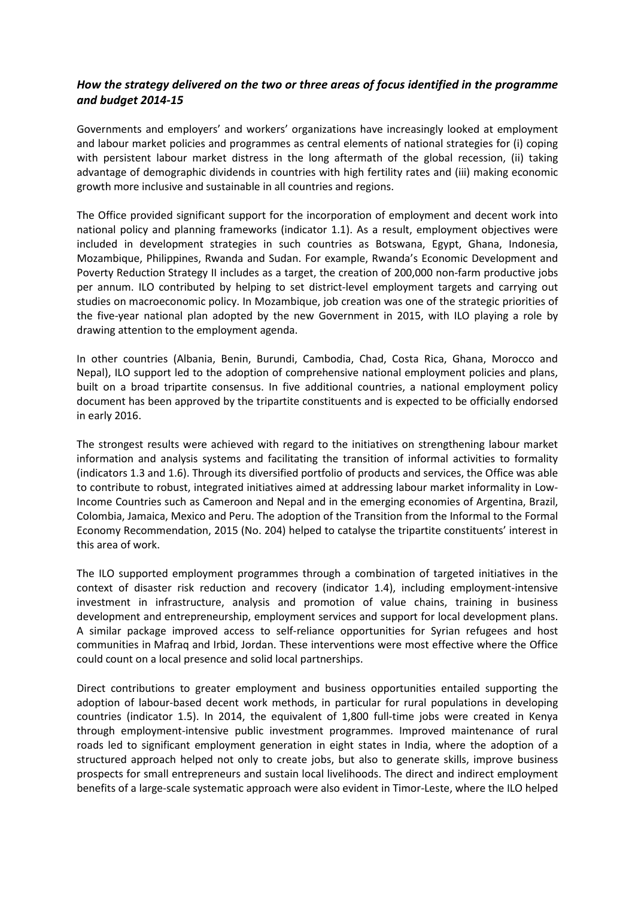### *How the strategy delivered on the two or three areas of focus identified in the programme and budget 2014-15*

Governments and employers' and workers' organizations have increasingly looked at employment and labour market policies and programmes as central elements of national strategies for (i) coping with persistent labour market distress in the long aftermath of the global recession, (ii) taking advantage of demographic dividends in countries with high fertility rates and (iii) making economic growth more inclusive and sustainable in all countries and regions.

The Office provided significant support for the incorporation of employment and decent work into national policy and planning frameworks (indicator 1.1). As a result, employment objectives were included in development strategies in such countries as Botswana, Egypt, Ghana, Indonesia, Mozambique, Philippines, Rwanda and Sudan. For example, Rwanda's Economic Development and Poverty Reduction Strategy II includes as a target, the creation of 200,000 non-farm productive jobs per annum. ILO contributed by helping to set district-level employment targets and carrying out studies on macroeconomic policy. In Mozambique, job creation was one of the strategic priorities of the five-year national plan adopted by the new Government in 2015, with ILO playing a role by drawing attention to the employment agenda.

In other countries (Albania, Benin, Burundi, Cambodia, Chad, Costa Rica, Ghana, Morocco and Nepal), ILO support led to the adoption of comprehensive national employment policies and plans, built on a broad tripartite consensus. In five additional countries, a national employment policy document has been approved by the tripartite constituents and is expected to be officially endorsed in early 2016.

The strongest results were achieved with regard to the initiatives on strengthening labour market information and analysis systems and facilitating the transition of informal activities to formality (indicators 1.3 and 1.6). Through its diversified portfolio of products and services, the Office was able to contribute to robust, integrated initiatives aimed at addressing labour market informality in Low-Income Countries such as Cameroon and Nepal and in the emerging economies of Argentina, Brazil, Colombia, Jamaica, Mexico and Peru. The adoption of the Transition from the Informal to the Formal Economy Recommendation, 2015 (No. 204) helped to catalyse the tripartite constituents' interest in this area of work.

The ILO supported employment programmes through a combination of targeted initiatives in the context of disaster risk reduction and recovery (indicator 1.4), including employment-intensive investment in infrastructure, analysis and promotion of value chains, training in business development and entrepreneurship, employment services and support for local development plans. A similar package improved access to self-reliance opportunities for Syrian refugees and host communities in Mafraq and Irbid, Jordan. These interventions were most effective where the Office could count on a local presence and solid local partnerships.

Direct contributions to greater employment and business opportunities entailed supporting the adoption of labour-based decent work methods, in particular for rural populations in developing countries (indicator 1.5). In 2014, the equivalent of 1,800 full-time jobs were created in Kenya through employment-intensive public investment programmes. Improved maintenance of rural roads led to significant employment generation in eight states in India, where the adoption of a structured approach helped not only to create jobs, but also to generate skills, improve business prospects for small entrepreneurs and sustain local livelihoods. The direct and indirect employment benefits of a large-scale systematic approach were also evident in Timor-Leste, where the ILO helped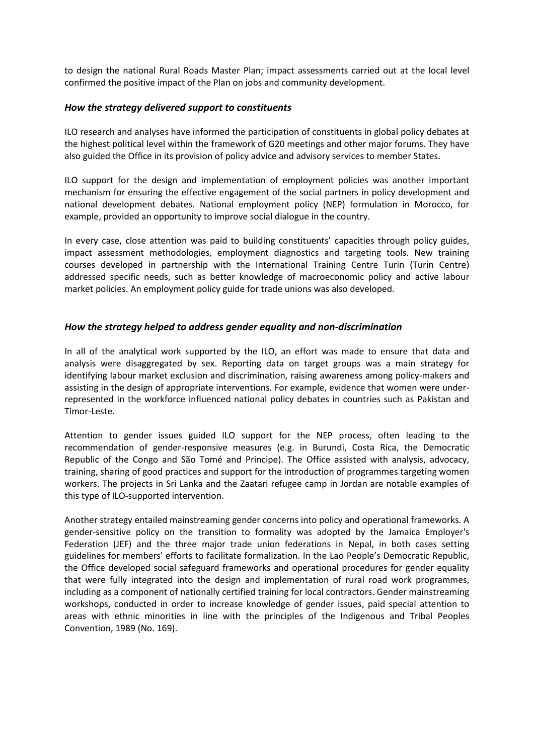to design the national Rural Roads Master Plan; impact assessments carried out at the local level confirmed the positive impact of the Plan on jobs and community development.

### *How the strategy delivered support to constituents*

ILO research and analyses have informed the participation of constituents in global policy debates at the highest political level within the framework of G20 meetings and other major forums. They have also guided the Office in its provision of policy advice and advisory services to member States.

ILO support for the design and implementation of employment policies was another important mechanism for ensuring the effective engagement of the social partners in policy development and national development debates. National employment policy (NEP) formulation in Morocco, for example, provided an opportunity to improve social dialogue in the country.

In every case, close attention was paid to building constituents' capacities through policy guides, impact assessment methodologies, employment diagnostics and targeting tools. New training courses developed in partnership with the International Training Centre Turin (Turin Centre) addressed specific needs, such as better knowledge of macroeconomic policy and active labour market policies. An employment policy guide for trade unions was also developed.

### *How the strategy helped to address gender equality and non-discrimination*

In all of the analytical work supported by the ILO, an effort was made to ensure that data and analysis were disaggregated by sex. Reporting data on target groups was a main strategy for identifying labour market exclusion and discrimination, raising awareness among policy-makers and assisting in the design of appropriate interventions. For example, evidence that women were under-represented in the workforce influenced national policy debates in countries such as Pakistan and Timor-Leste.

Attention to gender issues guided ILO support for the NEP process, often leading to the recommendation of gender-responsive measures (e.g. in Burundi, Costa Rica, the Democratic Republic of the Congo and São Tomé and Principe). The Office assisted with analysis, advocacy, training, sharing of good practices and support for the introduction of programmes targeting women workers. The projects in Sri Lanka and the Zaatari refugee camp in Jordan are notable examples of this type of ILO-supported intervention.

Another strategy entailed mainstreaming gender concerns into policy and operational frameworks. A gender-sensitive policy on the transition to formality was adopted by the Jamaica Employer's Federation (JEF) and the three major trade union federations in Nepal, in both cases setting guidelines for members' efforts to facilitate formalization. In the Lao People's Democratic Republic, the Office developed social safeguard frameworks and operational procedures for gender equality that were fully integrated into the design and implementation of rural road work programmes, including as a component of nationally certified training for local contractors. Gender mainstreaming workshops, conducted in order to increase knowledge of gender issues, paid special attention to areas with ethnic minorities in line with the principles of the Indigenous and Tribal Peoples Convention, 1989 (No. 169).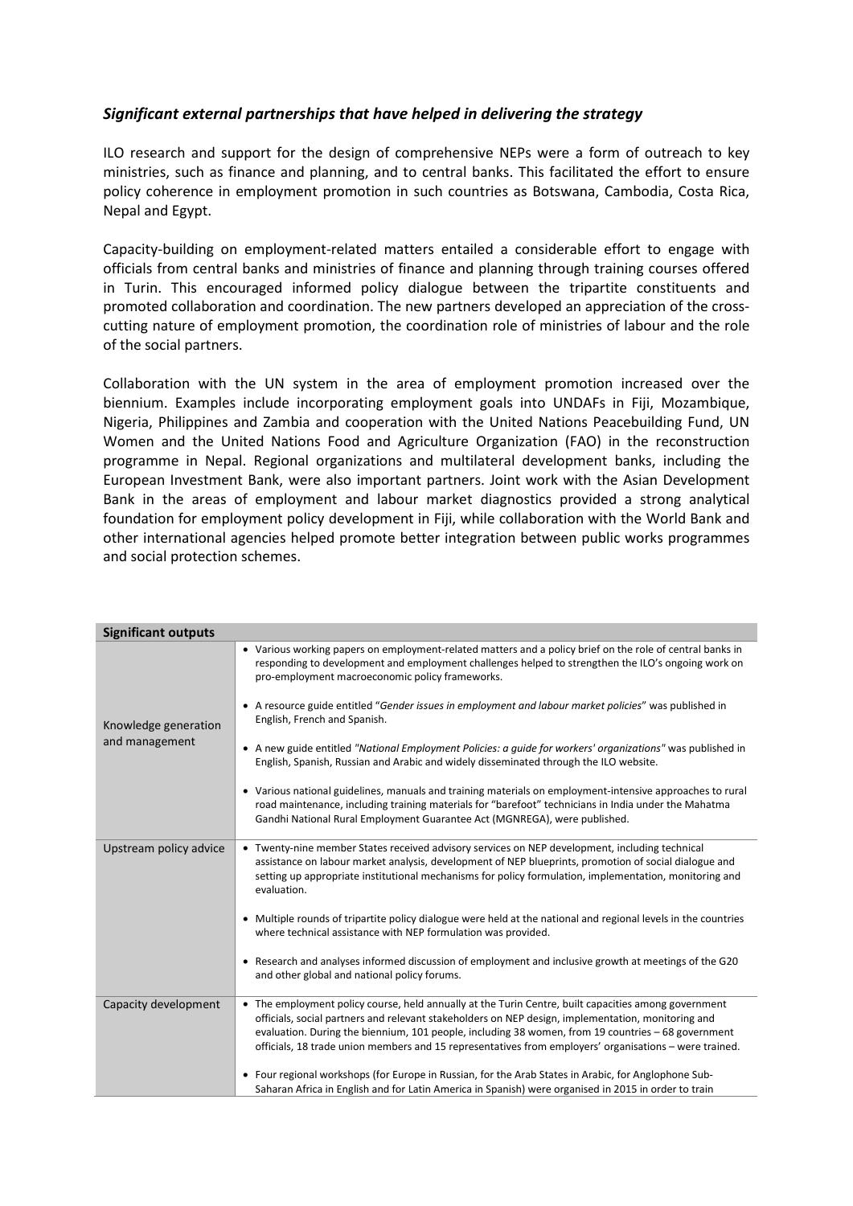### *Significant external partnerships that have helped in delivering the strategy*

ILO research and support for the design of comprehensive NEPs were a form of outreach to key ministries, such as finance and planning, and to central banks. This facilitated the effort to ensure policy coherence in employment promotion in such countries as Botswana, Cambodia, Costa Rica, Nepal and Egypt.

Capacity-building on employment-related matters entailed a considerable effort to engage with officials from central banks and ministries of finance and planning through training courses offered in Turin. This encouraged informed policy dialogue between the tripartite constituents and promoted collaboration and coordination. The new partners developed an appreciation of the cross-cutting nature of employment promotion, the coordination role of ministries of labour and the role of the social partners.

Collaboration with the UN system in the area of employment promotion increased over the biennium. Examples include incorporating employment goals into UNDAFs in Fiji, Mozambique, Nigeria, Philippines and Zambia and cooperation with the United Nations Peacebuilding Fund, UN Women and the United Nations Food and Agriculture Organization (FAO) in the reconstruction programme in Nepal. Regional organizations and multilateral development banks, including the European Investment Bank, were also important partners. Joint work with the Asian Development Bank in the areas of employment and labour market diagnostics provided a strong analytical foundation for employment policy development in Fiji, while collaboration with the World Bank and other international agencies helped promote better integration between public works programmes and social protection schemes.

| **Significant outputs** | |
|---|---|
| Knowledge generation and management | • Various working papers on employment-related matters and a policy brief on the role of central banks in responding to development and employment challenges helped to strengthen the ILO's ongoing work on pro-employment macroeconomic policy frameworks.<br><br>• A resource guide entitled "*Gender issues in employment and labour market policies*" was published in English, French and Spanish.<br><br>• A new guide entitled *"National Employment Policies: a guide for workers' organizations"* was published in English, Spanish, Russian and Arabic and widely disseminated through the ILO website.<br><br>• Various national guidelines, manuals and training materials on employment-intensive approaches to rural road maintenance, including training materials for "barefoot" technicians in India under the Mahatma Gandhi National Rural Employment Guarantee Act (MGNREGA), were published. |
| Upstream policy advice | • Twenty-nine member States received advisory services on NEP development, including technical assistance on labour market analysis, development of NEP blueprints, promotion of social dialogue and setting up appropriate institutional mechanisms for policy formulation, implementation, monitoring and evaluation.<br><br>• Multiple rounds of tripartite policy dialogue were held at the national and regional levels in the countries where technical assistance with NEP formulation was provided.<br><br>• Research and analyses informed discussion of employment and inclusive growth at meetings of the G20 and other global and national policy forums. |
| Capacity development | • The employment policy course, held annually at the Turin Centre, built capacities among government officials, social partners and relevant stakeholders on NEP design, implementation, monitoring and evaluation. During the biennium, 101 people, including 38 women, from 19 countries – 68 government officials, 18 trade union members and 15 representatives from employers' organisations – were trained.<br><br>• Four regional workshops (for Europe in Russian, for the Arab States in Arabic, for Anglophone Sub-Saharan Africa in English and for Latin America in Spanish) were organised in 2015 in order to train |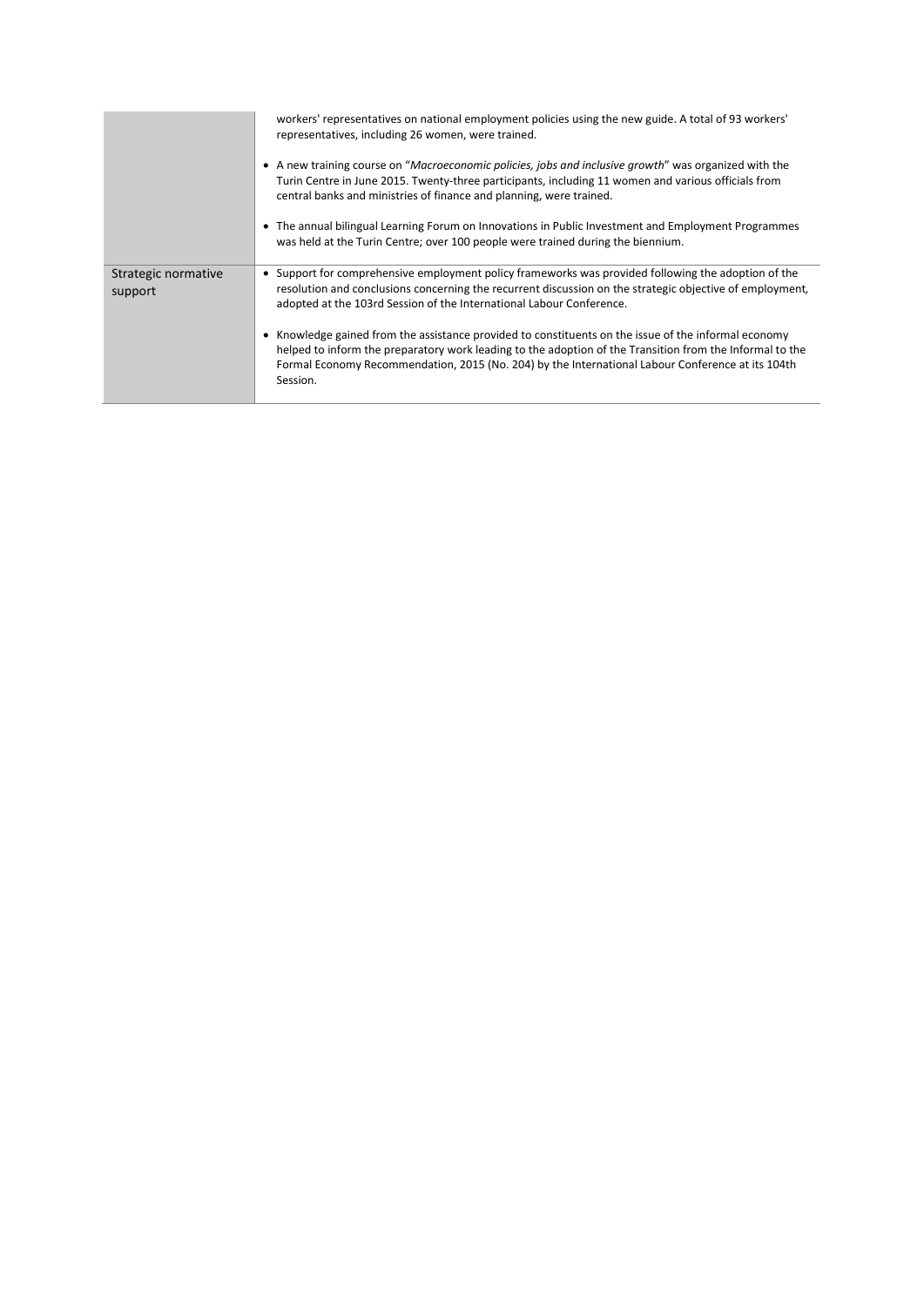| | |
|---|---|
| | workers' representatives on national employment policies using the new guide. A total of 93 workers' representatives, including 26 women, were trained.<br><br>• A new training course on "*Macroeconomic policies, jobs and inclusive growth*" was organized with the Turin Centre in June 2015. Twenty-three participants, including 11 women and various officials from central banks and ministries of finance and planning, were trained.<br><br>• The annual bilingual Learning Forum on Innovations in Public Investment and Employment Programmes was held at the Turin Centre; over 100 people were trained during the biennium. |
| Strategic normative support | • Support for comprehensive employment policy frameworks was provided following the adoption of the resolution and conclusions concerning the recurrent discussion on the strategic objective of employment, adopted at the 103rd Session of the International Labour Conference.<br><br>• Knowledge gained from the assistance provided to constituents on the issue of the informal economy helped to inform the preparatory work leading to the adoption of the Transition from the Informal to the Formal Economy Recommendation, 2015 (No. 204) by the International Labour Conference at its 104th Session. |